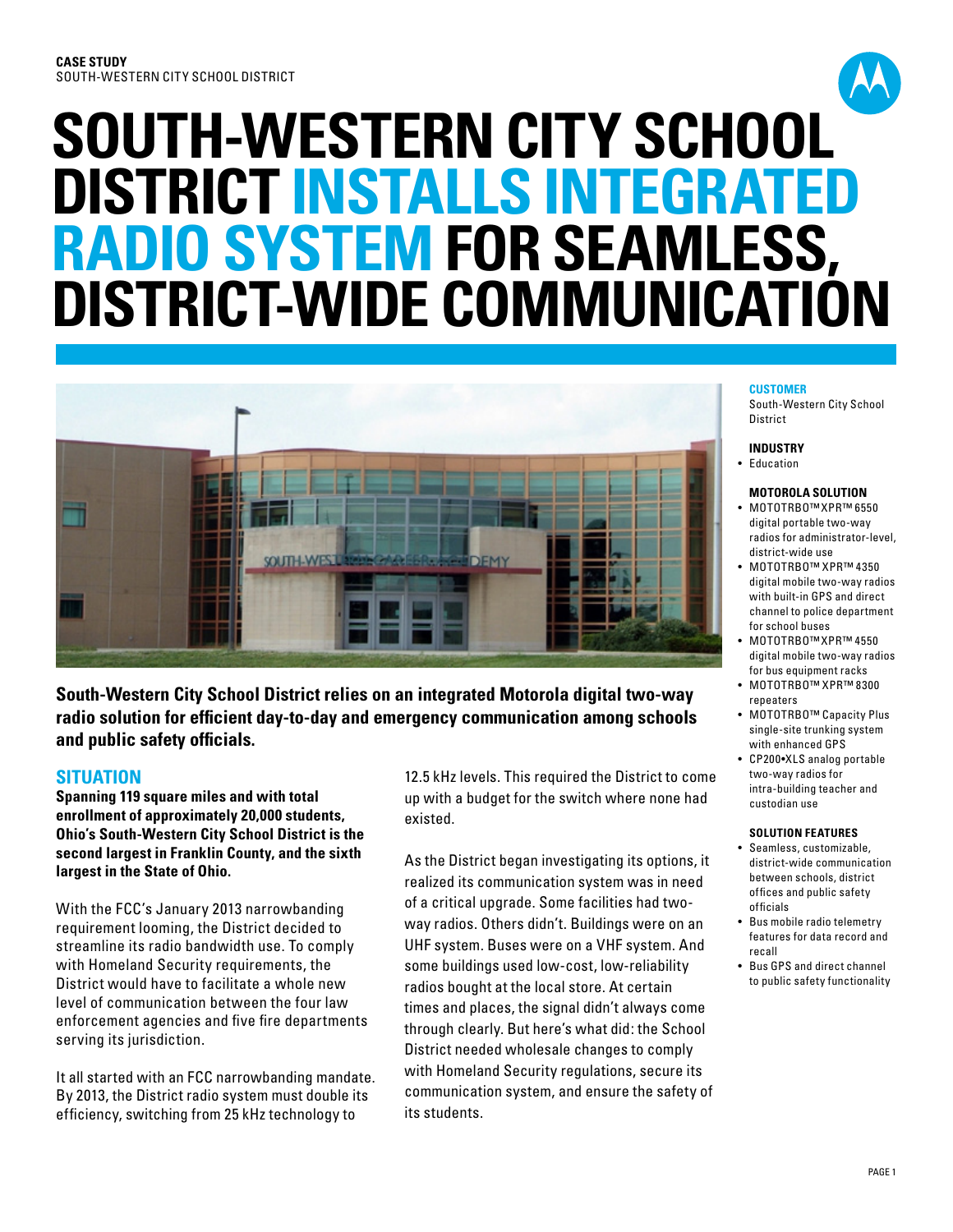**CASE STUDY**
SOUTH-WESTERN CITY SCHOOL DISTRICT

# SOUTH-WESTERN CITY SCHOOL DISTRICT INSTALLS INTEGRATED RADIO SYSTEM FOR SEAMLESS, DISTRICT-WIDE COMMUNICATION

**South-Western City School District relies on an integrated Motorola digital two-way radio solution for efficient day-to-day and emergency communication among schools and public safety officials.**

## SITUATION

**Spanning 119 square miles and with total enrollment of approximately 20,000 students, Ohio's South-Western City School District is the second largest in Franklin County, and the sixth largest in the State of Ohio.**

With the FCC's January 2013 narrowbanding requirement looming, the District decided to streamline its radio bandwidth use. To comply with Homeland Security requirements, the District would have to facilitate a whole new level of communication between the four law enforcement agencies and five fire departments serving its jurisdiction.

It all started with an FCC narrowbanding mandate. By 2013, the District radio system must double its efficiency, switching from 25 kHz technology to 12.5 kHz levels. This required the District to come up with a budget for the switch where none had existed.

As the District began investigating its options, it realized its communication system was in need of a critical upgrade. Some facilities had two-way radios. Others didn't. Buildings were on an UHF system. Buses were on a VHF system. And some buildings used low-cost, low-reliability radios bought at the local store. At certain times and places, the signal didn't always come through clearly. But here's what did: the School District needed wholesale changes to comply with Homeland Security regulations, secure its communication system, and ensure the safety of its students.

**CUSTOMER**
South-Western City School District

**INDUSTRY**
- Education

**MOTOROLA SOLUTION**
- MOTOTRBO™ XPR™ 6550 digital portable two-way radios for administrator-level, district-wide use
- MOTOTRBO™ XPR™ 4350 digital mobile two-way radios with built-in GPS and direct channel to police department for school buses
- MOTOTRBO™ XPR™ 4550 digital mobile two-way radios for bus equipment racks
- MOTOTRBO™ XPR™ 8300 repeaters
- MOTOTRBO™ Capacity Plus single-site trunking system with enhanced GPS
- CP200•XLS analog portable two-way radios for intra-building teacher and custodian use

**SOLUTION FEATURES**
- Seamless, customizable, district-wide communication between schools, district offices and public safety officials
- Bus mobile radio telemetry features for data record and recall
- Bus GPS and direct channel to public safety functionality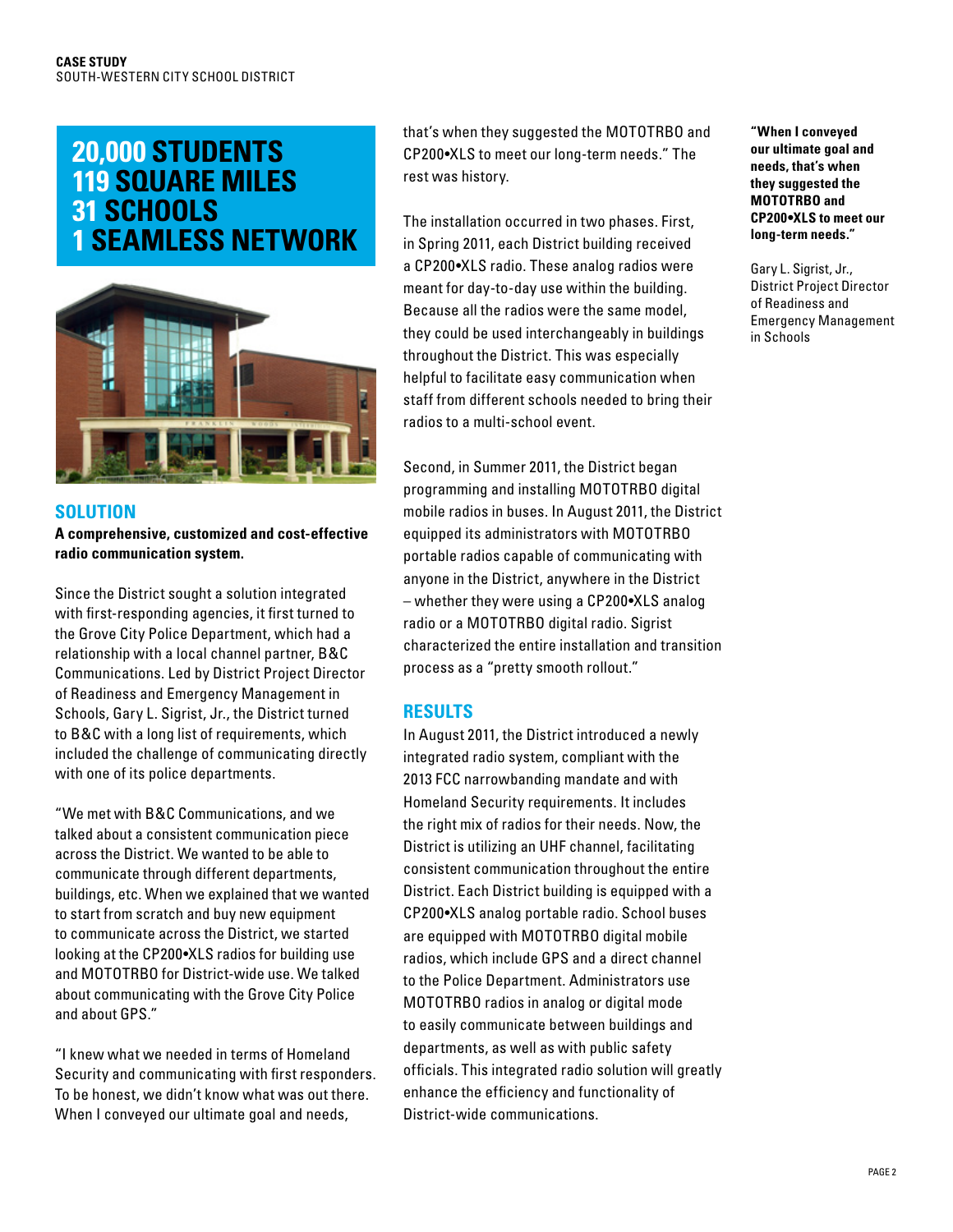**CASE STUDY**
SOUTH-WESTERN CITY SCHOOL DISTRICT

# 20,000 STUDENTS
# 119 SQUARE MILES
# 31 SCHOOLS
# 1 SEAMLESS NETWORK

## SOLUTION

**A comprehensive, customized and cost-effective radio communication system.**

Since the District sought a solution integrated with first-responding agencies, it first turned to the Grove City Police Department, which had a relationship with a local channel partner, B&C Communications. Led by District Project Director of Readiness and Emergency Management in Schools, Gary L. Sigrist, Jr., the District turned to B&C with a long list of requirements, which included the challenge of communicating directly with one of its police departments.

"We met with B&C Communications, and we talked about a consistent communication piece across the District. We wanted to be able to communicate through different departments, buildings, etc. When we explained that we wanted to start from scratch and buy new equipment to communicate across the District, we started looking at the CP200•XLS radios for building use and MOTOTRBO for District-wide use. We talked about communicating with the Grove City Police and about GPS."

"I knew what we needed in terms of Homeland Security and communicating with first responders. To be honest, we didn't know what was out there. When I conveyed our ultimate goal and needs, that's when they suggested the MOTOTRBO and CP200•XLS to meet our long-term needs." The rest was history.

The installation occurred in two phases. First, in Spring 2011, each District building received a CP200•XLS radio. These analog radios were meant for day-to-day use within the building. Because all the radios were the same model, they could be used interchangeably in buildings throughout the District. This was especially helpful to facilitate easy communication when staff from different schools needed to bring their radios to a multi-school event.

Second, in Summer 2011, the District began programming and installing MOTOTRBO digital mobile radios in buses. In August 2011, the District equipped its administrators with MOTOTRBO portable radios capable of communicating with anyone in the District, anywhere in the District – whether they were using a CP200•XLS analog radio or a MOTOTRBO digital radio. Sigrist characterized the entire installation and transition process as a "pretty smooth rollout."

## RESULTS

In August 2011, the District introduced a newly integrated radio system, compliant with the 2013 FCC narrowbanding mandate and with Homeland Security requirements. It includes the right mix of radios for their needs. Now, the District is utilizing an UHF channel, facilitating consistent communication throughout the entire District. Each District building is equipped with a CP200•XLS analog portable radio. School buses are equipped with MOTOTRBO digital mobile radios, which include GPS and a direct channel to the Police Department. Administrators use MOTOTRBO radios in analog or digital mode to easily communicate between buildings and departments, as well as with public safety officials. This integrated radio solution will greatly enhance the efficiency and functionality of District-wide communications.

**"When I conveyed our ultimate goal and needs, that's when they suggested the MOTOTRBO and CP200•XLS to meet our long-term needs."**

Gary L. Sigrist, Jr.,
District Project Director of Readiness and Emergency Management in Schools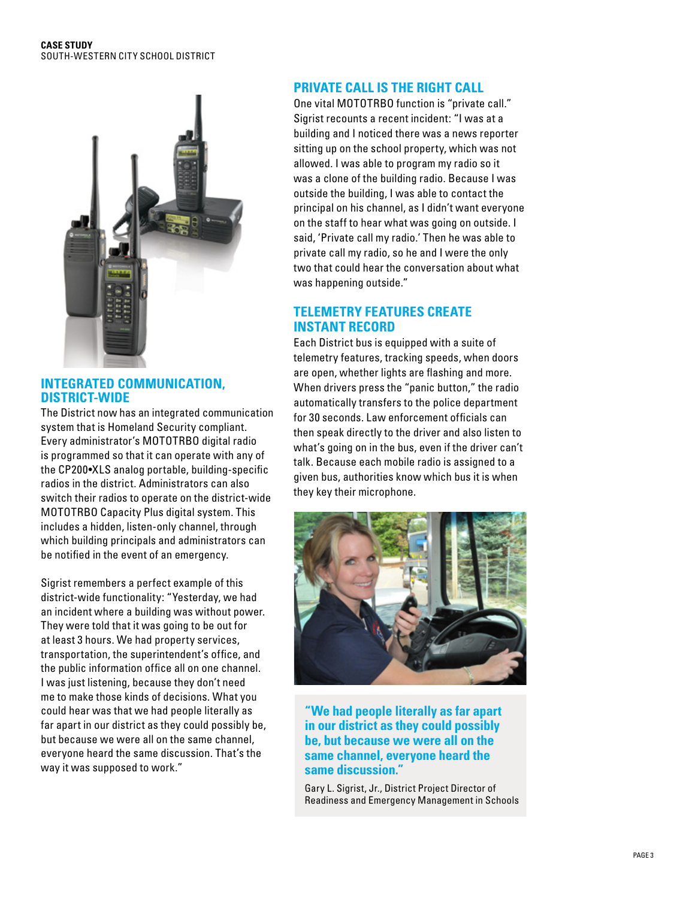## INTEGRATED COMMUNICATION, DISTRICT-WIDE

The District now has an integrated communication system that is Homeland Security compliant. Every administrator's MOTOTRBO digital radio is programmed so that it can operate with any of the CP200•XLS analog portable, building-specific radios in the district. Administrators can also switch their radios to operate on the district-wide MOTOTRBO Capacity Plus digital system. This includes a hidden, listen-only channel, through which building principals and administrators can be notified in the event of an emergency.

Sigrist remembers a perfect example of this district-wide functionality: "Yesterday, we had an incident where a building was without power. They were told that it was going to be out for at least 3 hours. We had property services, transportation, the superintendent's office, and the public information office all on one channel. I was just listening, because they don't need me to make those kinds of decisions. What you could hear was that we had people literally as far apart in our district as they could possibly be, but because we were all on the same channel, everyone heard the same discussion. That's the way it was supposed to work."

## PRIVATE CALL IS THE RIGHT CALL

One vital MOTOTRBO function is "private call." Sigrist recounts a recent incident: "I was at a building and I noticed there was a news reporter sitting up on the school property, which was not allowed. I was able to program my radio so it was a clone of the building radio. Because I was outside the building, I was able to contact the principal on his channel, as I didn't want everyone on the staff to hear what was going on outside. I said, 'Private call my radio.' Then he was able to private call my radio, so he and I were the only two that could hear the conversation about what was happening outside."

## TELEMETRY FEATURES CREATE INSTANT RECORD

Each District bus is equipped with a suite of telemetry features, tracking speeds, when doors are open, whether lights are flashing and more. When drivers press the "panic button," the radio automatically transfers to the police department for 30 seconds. Law enforcement officials can then speak directly to the driver and also listen to what's going on in the bus, even if the driver can't talk. Because each mobile radio is assigned to a given bus, authorities know which bus it is when they key their microphone.

> **"We had people literally as far apart in our district as they could possibly be, but because we were all on the same channel, everyone heard the same discussion."**
>
> Gary L. Sigrist, Jr., District Project Director of Readiness and Emergency Management in Schools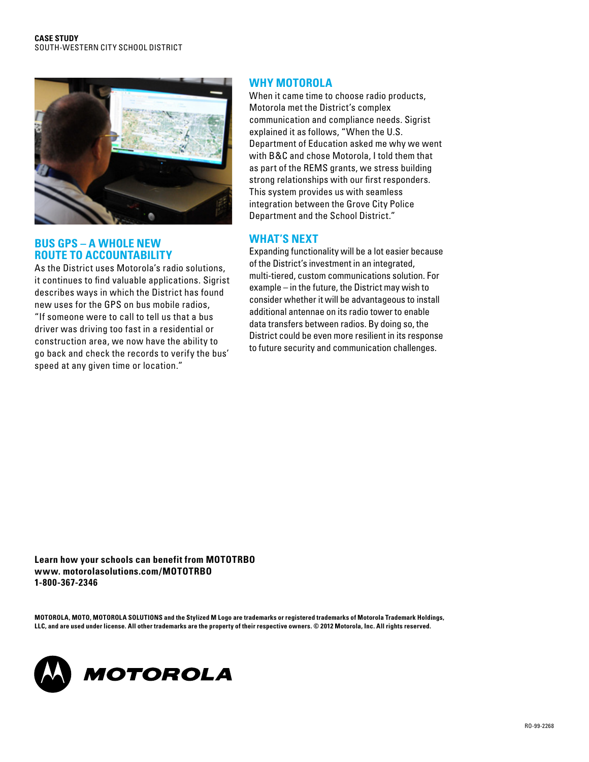## BUS GPS – A WHOLE NEW ROUTE TO ACCOUNTABILITY

As the District uses Motorola's radio solutions, it continues to find valuable applications. Sigrist describes ways in which the District has found new uses for the GPS on bus mobile radios, "If someone were to call to tell us that a bus driver was driving too fast in a residential or construction area, we now have the ability to go back and check the records to verify the bus' speed at any given time or location."

## WHY MOTOROLA

When it came time to choose radio products, Motorola met the District's complex communication and compliance needs. Sigrist explained it as follows, "When the U.S. Department of Education asked me why we went with B&C and chose Motorola, I told them that as part of the REMS grants, we stress building strong relationships with our first responders. This system provides us with seamless integration between the Grove City Police Department and the School District."

## WHAT'S NEXT

Expanding functionality will be a lot easier because of the District's investment in an integrated, multi-tiered, custom communications solution. For example – in the future, the District may wish to consider whether it will be advantageous to install additional antennae on its radio tower to enable data transfers between radios. By doing so, the District could be even more resilient in its response to future security and communication challenges.

**Learn how your schools can benefit from MOTOTRBO**
**www. motorolasolutions.com/MOTOTRBO**
**1-800-367-2346**

**MOTOROLA, MOTO, MOTOROLA SOLUTIONS and the Stylized M Logo are trademarks or registered trademarks of Motorola Trademark Holdings, LLC, and are used under license. All other trademarks are the property of their respective owners. © 2012 Motorola, Inc. All rights reserved.**

MOTOROLA

RO-99-2268